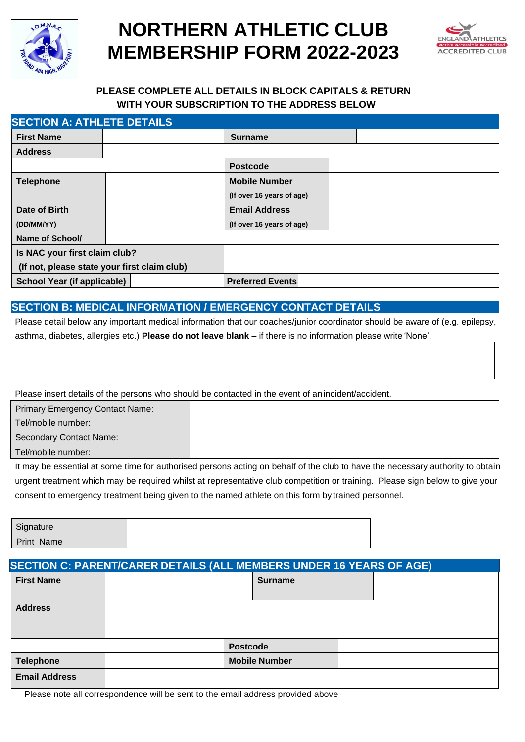# NORTHERN ATHLETIC CLUB MEMBERSHIP FORM 2022-2023

**PLEASE COMPLETE ALL DETAILS IN BLOCK CAPITALS & RETURN WITH YOUR SUBSCRIPTION TO THE ADDRESS BELOW**

## SECTION A: ATHLETE DETAILS

| | | | |
|---|---|---|---|
| **First Name** | | **Surname** | |
| **Address** | | | |
| | | **Postcode** | |
| **Telephone** | | **Mobile Number** (If over 16 years of age) | |
| **Date of Birth** (DD/MM/YY) | | **Email Address** (If over 16 years of age) | |
| **Name of School/** | | | |
| **Is NAC your first claim club?** (If not, please state your first claim club) | | | |
| **School Year (if applicable)** | | **Preferred Events** | |

## SECTION B: MEDICAL INFORMATION / EMERGENCY CONTACT DETAILS

Please detail below any important medical information that our coaches/junior coordinator should be aware of (e.g. epilepsy, asthma, diabetes, allergies etc.) **Please do not leave blank** – if there is no information please write 'None'.

| |
|---|
| |

Please insert details of the persons who should be contacted in the event of an incident/accident.

| | |
|---|---|
| Primary Emergency Contact Name: | |
| Tel/mobile number: | |
| Secondary Contact Name: | |
| Tel/mobile number: | |

It may be essential at some time for authorised persons acting on behalf of the club to have the necessary authority to obtain urgent treatment which may be required whilst at representative club competition or training. Please sign below to give your consent to emergency treatment being given to the named athlete on this form by trained personnel.

| | |
|---|---|
| Signature | |
| Print Name | |

## SECTION C: PARENT/CARER DETAILS (ALL MEMBERS UNDER 16 YEARS OF AGE)

| | | | |
|---|---|---|---|
| **First Name** | | **Surname** | |
| **Address** | | | |
| | | **Postcode** | |
| **Telephone** | | **Mobile Number** | |
| **Email Address** | | | |

Please note all correspondence will be sent to the email address provided above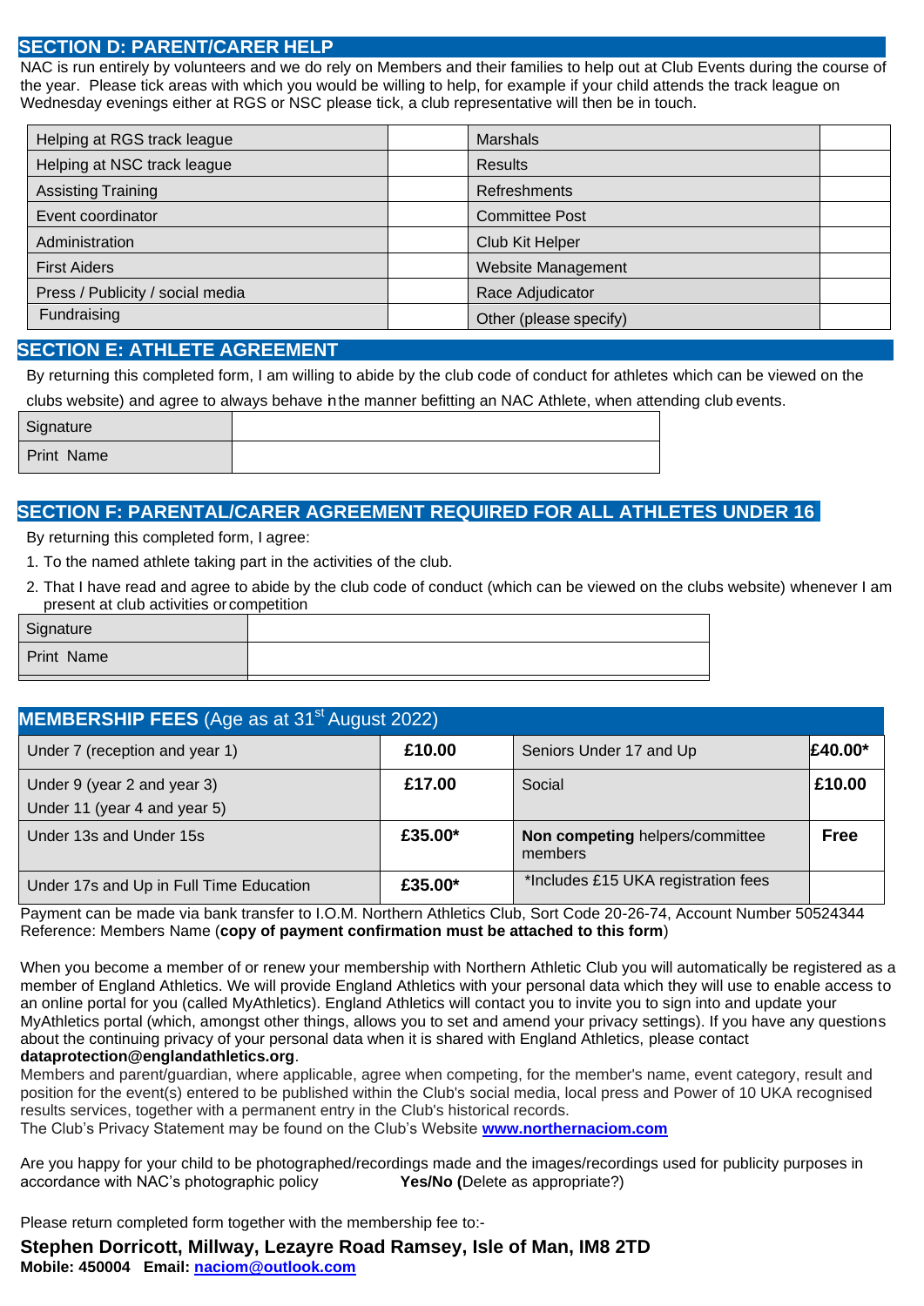## SECTION D: PARENT/CARER HELP

NAC is run entirely by volunteers and we do rely on Members and their families to help out at Club Events during the course of the year. Please tick areas with which you would be willing to help, for example if your child attends the track league on Wednesday evenings either at RGS or NSC please tick, a club representative will then be in touch.

| | | | |
|---|---|---|---|
| Helping at RGS track league | | Marshals | |
| Helping at NSC track league | | Results | |
| Assisting Training | | Refreshments | |
| Event coordinator | | Committee Post | |
| Administration | | Club Kit Helper | |
| First Aiders | | Website Management | |
| Press / Publicity / social media | | Race Adjudicator | |
| Fundraising | | Other (please specify) | |

## SECTION E: ATHLETE AGREEMENT

By returning this completed form, I am willing to abide by the club code of conduct for athletes which can be viewed on the clubs website) and agree to always behave in the manner befitting an NAC Athlete, when attending club events.

| | |
|---|---|
| Signature | |
| Print Name | |

## SECTION F: PARENTAL/CARER AGREEMENT REQUIRED FOR ALL ATHLETES UNDER 16

By returning this completed form, I agree:

1. To the named athlete taking part in the activities of the club.
2. That I have read and agree to abide by the club code of conduct (which can be viewed on the clubs website) whenever I am present at club activities or competition

| | |
|---|---|
| Signature | |
| Print Name | |

## MEMBERSHIP FEES (Age as at 31st August 2022)

| | | | |
|---|---|---|---|
| Under 7 (reception and year 1) | £10.00 | Seniors Under 17 and Up | £40.00* |
| Under 9 (year 2 and year 3)<br>Under 11 (year 4 and year 5) | £17.00 | Social | £10.00 |
| Under 13s and Under 15s | £35.00* | **Non competing** helpers/committee members | Free |
| Under 17s and Up in Full Time Education | £35.00* | *Includes £15 UKA registration fees | |

Payment can be made via bank transfer to I.O.M. Northern Athletics Club, Sort Code 20-26-74, Account Number 50524344 Reference: Members Name (**copy of payment confirmation must be attached to this form**)

When you become a member of or renew your membership with Northern Athletic Club you will automatically be registered as a member of England Athletics. We will provide England Athletics with your personal data which they will use to enable access to an online portal for you (called MyAthletics). England Athletics will contact you to invite you to sign into and update your MyAthletics portal (which, amongst other things, allows you to set and amend your privacy settings). If you have any questions about the continuing privacy of your personal data when it is shared with England Athletics, please contact **dataprotection@englandathletics.org**.

Members and parent/guardian, where applicable, agree when competing, for the member's name, event category, result and position for the event(s) entered to be published within the Club's social media, local press and Power of 10 UKA recognised results services, together with a permanent entry in the Club's historical records.

The Club's Privacy Statement may be found on the Club's Website **www.northernaciom.com**

Are you happy for your child to be photographed/recordings made and the images/recordings used for publicity purposes in accordance with NAC's photographic policy **Yes/No (**Delete as appropriate?)

Please return completed form together with the membership fee to:-

**Stephen Dorricott, Millway, Lezayre Road Ramsey, Isle of Man, IM8 2TD**
**Mobile: 450004 Email: naciom@outlook.com**